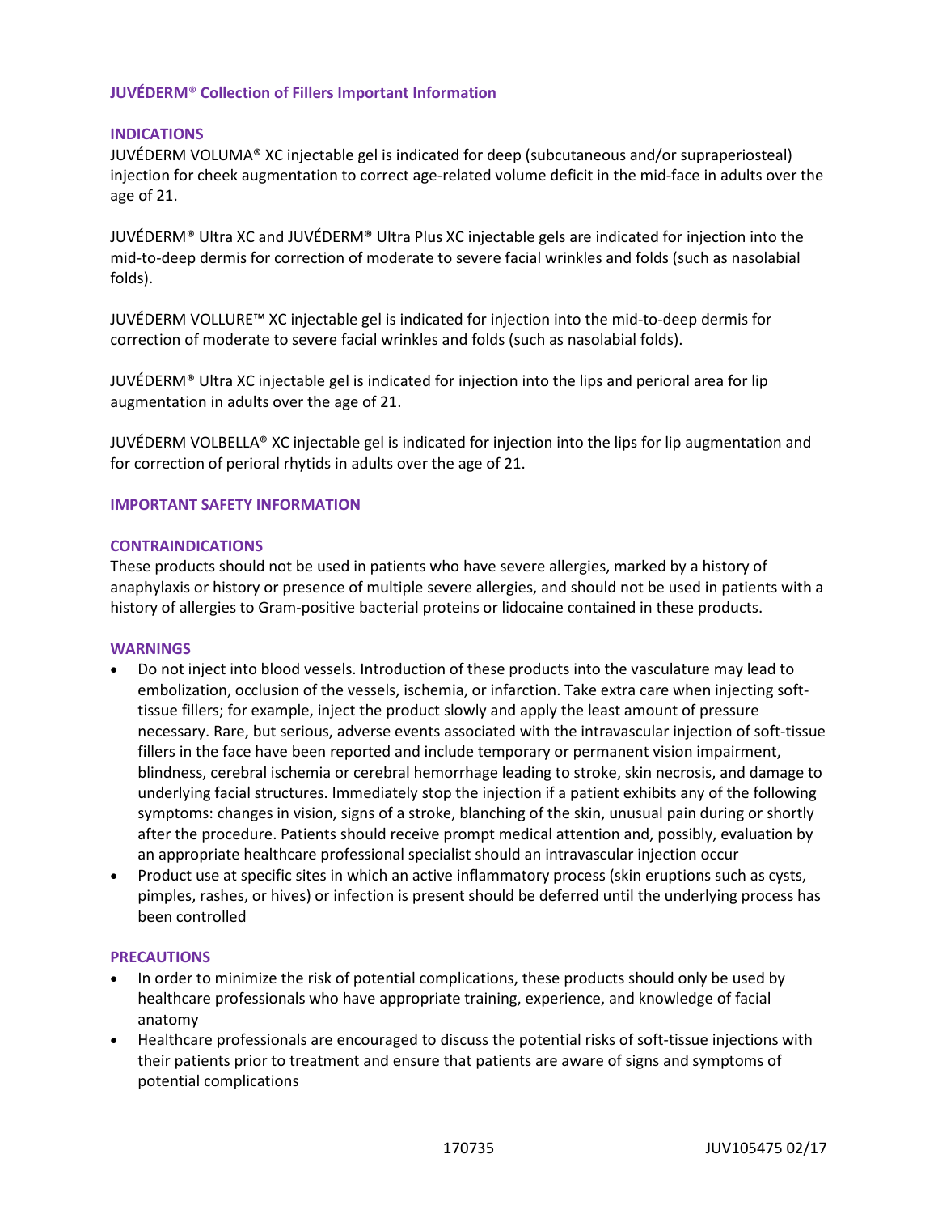# JUVÉDERM® Collection of Fillers Important Information

## INDICATIONS

JUVÉDERM VOLUMA® XC injectable gel is indicated for deep (subcutaneous and/or supraperiosteal) injection for cheek augmentation to correct age-related volume deficit in the mid-face in adults over the age of 21.

JUVÉDERM® Ultra XC and JUVÉDERM® Ultra Plus XC injectable gels are indicated for injection into the mid-to-deep dermis for correction of moderate to severe facial wrinkles and folds (such as nasolabial folds).

JUVÉDERM VOLLURE™ XC injectable gel is indicated for injection into the mid-to-deep dermis for correction of moderate to severe facial wrinkles and folds (such as nasolabial folds).

JUVÉDERM® Ultra XC injectable gel is indicated for injection into the lips and perioral area for lip augmentation in adults over the age of 21.

JUVÉDERM VOLBELLA® XC injectable gel is indicated for injection into the lips for lip augmentation and for correction of perioral rhytids in adults over the age of 21.

## IMPORTANT SAFETY INFORMATION

### CONTRAINDICATIONS

These products should not be used in patients who have severe allergies, marked by a history of anaphylaxis or history or presence of multiple severe allergies, and should not be used in patients with a history of allergies to Gram-positive bacterial proteins or lidocaine contained in these products.

### WARNINGS

- Do not inject into blood vessels. Introduction of these products into the vasculature may lead to embolization, occlusion of the vessels, ischemia, or infarction. Take extra care when injecting soft-tissue fillers; for example, inject the product slowly and apply the least amount of pressure necessary. Rare, but serious, adverse events associated with the intravascular injection of soft-tissue fillers in the face have been reported and include temporary or permanent vision impairment, blindness, cerebral ischemia or cerebral hemorrhage leading to stroke, skin necrosis, and damage to underlying facial structures. Immediately stop the injection if a patient exhibits any of the following symptoms: changes in vision, signs of a stroke, blanching of the skin, unusual pain during or shortly after the procedure. Patients should receive prompt medical attention and, possibly, evaluation by an appropriate healthcare professional specialist should an intravascular injection occur
- Product use at specific sites in which an active inflammatory process (skin eruptions such as cysts, pimples, rashes, or hives) or infection is present should be deferred until the underlying process has been controlled

### PRECAUTIONS

- In order to minimize the risk of potential complications, these products should only be used by healthcare professionals who have appropriate training, experience, and knowledge of facial anatomy
- Healthcare professionals are encouraged to discuss the potential risks of soft-tissue injections with their patients prior to treatment and ensure that patients are aware of signs and symptoms of potential complications

170735 JUV105475 02/17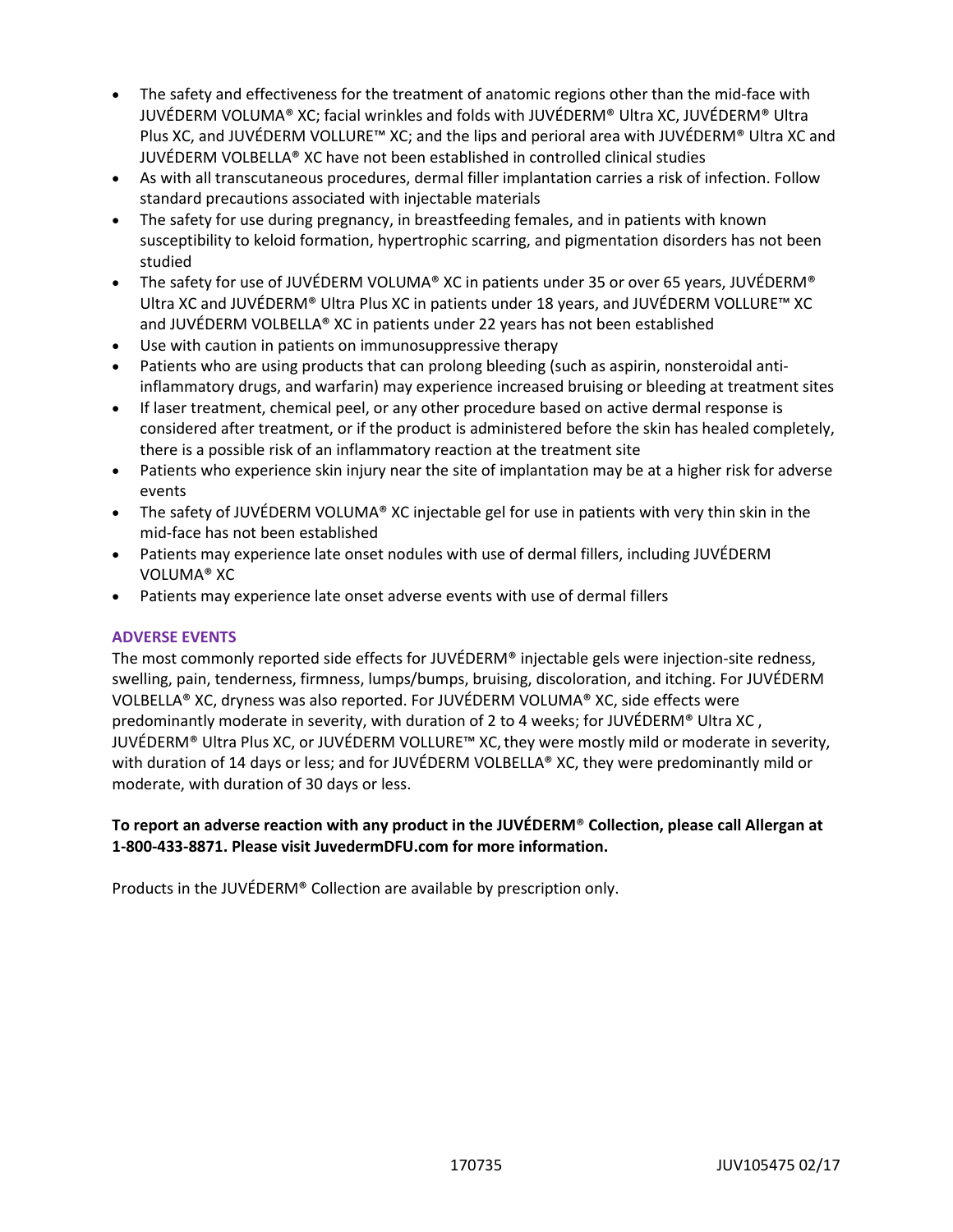- The safety and effectiveness for the treatment of anatomic regions other than the mid-face with JUVÉDERM VOLUMA® XC; facial wrinkles and folds with JUVÉDERM® Ultra XC, JUVÉDERM® Ultra Plus XC, and JUVÉDERM VOLLURE™ XC; and the lips and perioral area with JUVÉDERM® Ultra XC and JUVÉDERM VOLBELLA® XC have not been established in controlled clinical studies
- As with all transcutaneous procedures, dermal filler implantation carries a risk of infection. Follow standard precautions associated with injectable materials
- The safety for use during pregnancy, in breastfeeding females, and in patients with known susceptibility to keloid formation, hypertrophic scarring, and pigmentation disorders has not been studied
- The safety for use of JUVÉDERM VOLUMA® XC in patients under 35 or over 65 years, JUVÉDERM® Ultra XC and JUVÉDERM® Ultra Plus XC in patients under 18 years, and JUVÉDERM VOLLURE™ XC and JUVÉDERM VOLBELLA® XC in patients under 22 years has not been established
- Use with caution in patients on immunosuppressive therapy
- Patients who are using products that can prolong bleeding (such as aspirin, nonsteroidal anti-inflammatory drugs, and warfarin) may experience increased bruising or bleeding at treatment sites
- If laser treatment, chemical peel, or any other procedure based on active dermal response is considered after treatment, or if the product is administered before the skin has healed completely, there is a possible risk of an inflammatory reaction at the treatment site
- Patients who experience skin injury near the site of implantation may be at a higher risk for adverse events
- The safety of JUVÉDERM VOLUMA® XC injectable gel for use in patients with very thin skin in the mid-face has not been established
- Patients may experience late onset nodules with use of dermal fillers, including JUVÉDERM VOLUMA® XC
- Patients may experience late onset adverse events with use of dermal fillers

## ADVERSE EVENTS

The most commonly reported side effects for JUVÉDERM® injectable gels were injection-site redness, swelling, pain, tenderness, firmness, lumps/bumps, bruising, discoloration, and itching. For JUVÉDERM VOLBELLA® XC, dryness was also reported. For JUVÉDERM VOLUMA® XC, side effects were predominantly moderate in severity, with duration of 2 to 4 weeks; for JUVÉDERM® Ultra XC , JUVÉDERM® Ultra Plus XC, or JUVÉDERM VOLLURE™ XC, they were mostly mild or moderate in severity, with duration of 14 days or less; and for JUVÉDERM VOLBELLA® XC, they were predominantly mild or moderate, with duration of 30 days or less.

**To report an adverse reaction with any product in the JUVÉDERM® Collection, please call Allergan at 1-800-433-8871. Please visit JuvedermDFU.com for more information.**

Products in the JUVÉDERM® Collection are available by prescription only.

170735 JUV105475 02/17